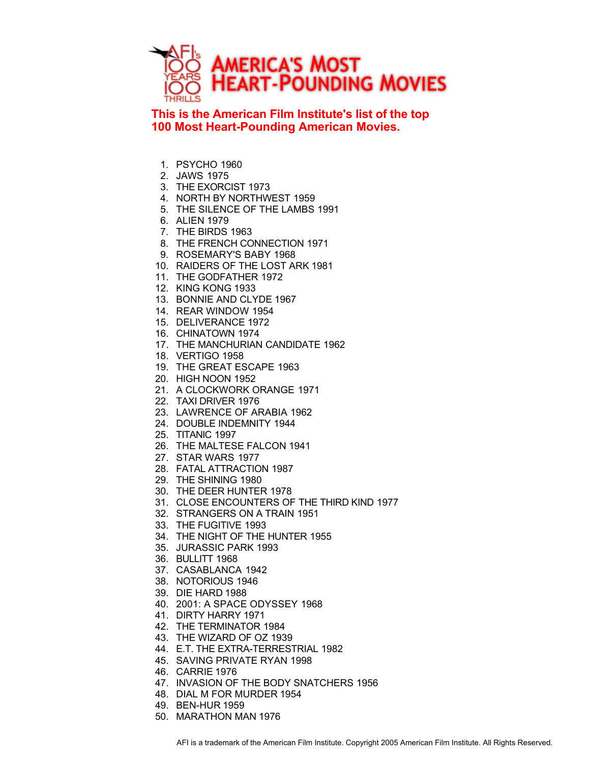# AFI's 100 Years 100 Thrills

# America's Most Heart-Pounding Movies

**This is the American Film Institute's list of the top 100 Most Heart-Pounding American Movies.**

1. PSYCHO 1960
2. JAWS 1975
3. THE EXORCIST 1973
4. NORTH BY NORTHWEST 1959
5. THE SILENCE OF THE LAMBS 1991
6. ALIEN 1979
7. THE BIRDS 1963
8. THE FRENCH CONNECTION 1971
9. ROSEMARY'S BABY 1968
10. RAIDERS OF THE LOST ARK 1981
11. THE GODFATHER 1972
12. KING KONG 1933
13. BONNIE AND CLYDE 1967
14. REAR WINDOW 1954
15. DELIVERANCE 1972
16. CHINATOWN 1974
17. THE MANCHURIAN CANDIDATE 1962
18. VERTIGO 1958
19. THE GREAT ESCAPE 1963
20. HIGH NOON 1952
21. A CLOCKWORK ORANGE 1971
22. TAXI DRIVER 1976
23. LAWRENCE OF ARABIA 1962
24. DOUBLE INDEMNITY 1944
25. TITANIC 1997
26. THE MALTESE FALCON 1941
27. STAR WARS 1977
28. FATAL ATTRACTION 1987
29. THE SHINING 1980
30. THE DEER HUNTER 1978
31. CLOSE ENCOUNTERS OF THE THIRD KIND 1977
32. STRANGERS ON A TRAIN 1951
33. THE FUGITIVE 1993
34. THE NIGHT OF THE HUNTER 1955
35. JURASSIC PARK 1993
36. BULLITT 1968
37. CASABLANCA 1942
38. NOTORIOUS 1946
39. DIE HARD 1988
40. 2001: A SPACE ODYSSEY 1968
41. DIRTY HARRY 1971
42. THE TERMINATOR 1984
43. THE WIZARD OF OZ 1939
44. E.T. THE EXTRA-TERRESTRIAL 1982
45. SAVING PRIVATE RYAN 1998
46. CARRIE 1976
47. INVASION OF THE BODY SNATCHERS 1956
48. DIAL M FOR MURDER 1954
49. BEN-HUR 1959
50. MARATHON MAN 1976

AFI is a trademark of the American Film Institute. Copyright 2005 American Film Institute. All Rights Reserved.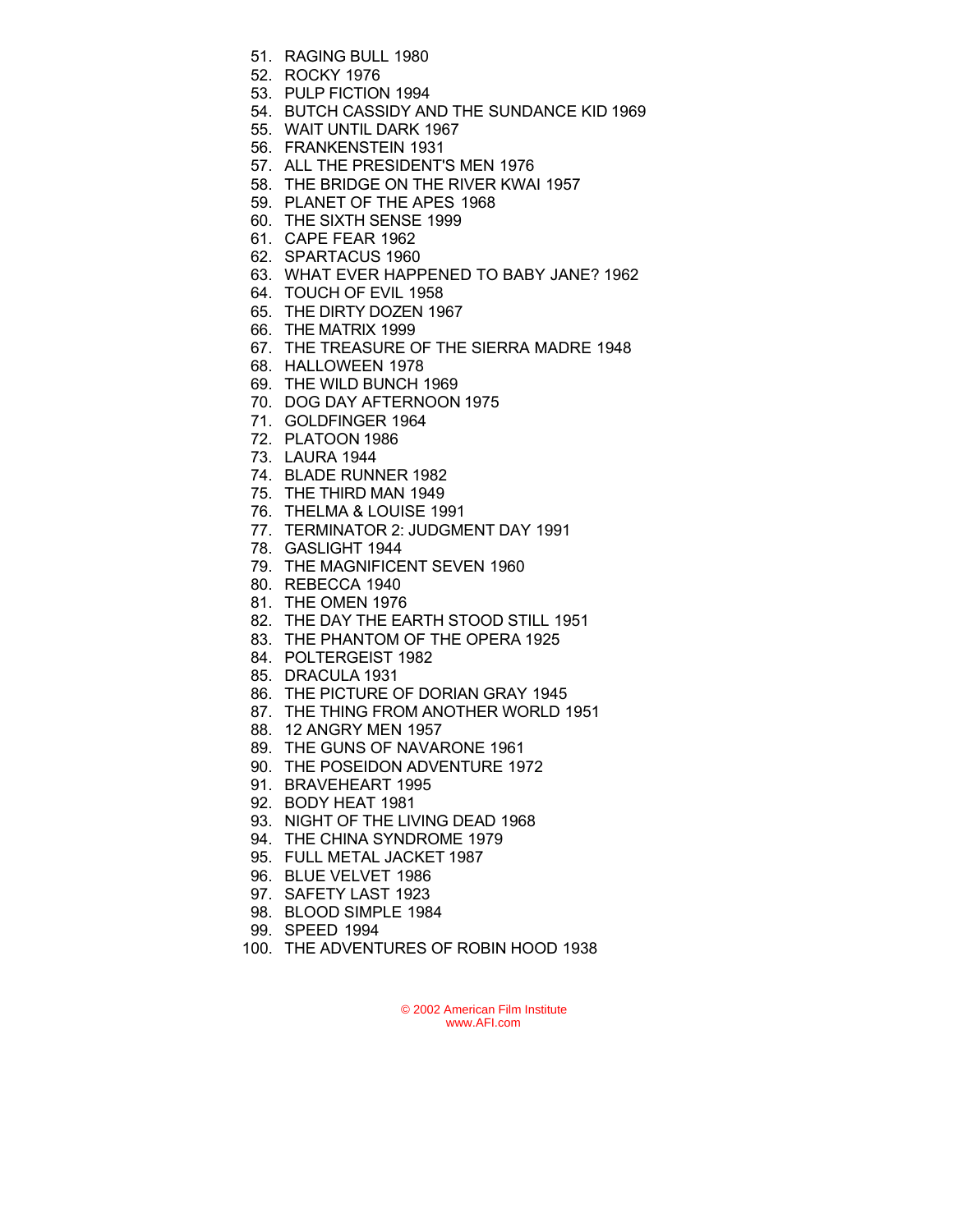51. RAGING BULL 1980
52. ROCKY 1976
53. PULP FICTION 1994
54. BUTCH CASSIDY AND THE SUNDANCE KID 1969
55. WAIT UNTIL DARK 1967
56. FRANKENSTEIN 1931
57. ALL THE PRESIDENT'S MEN 1976
58. THE BRIDGE ON THE RIVER KWAI 1957
59. PLANET OF THE APES 1968
60. THE SIXTH SENSE 1999
61. CAPE FEAR 1962
62. SPARTACUS 1960
63. WHAT EVER HAPPENED TO BABY JANE? 1962
64. TOUCH OF EVIL 1958
65. THE DIRTY DOZEN 1967
66. THE MATRIX 1999
67. THE TREASURE OF THE SIERRA MADRE 1948
68. HALLOWEEN 1978
69. THE WILD BUNCH 1969
70. DOG DAY AFTERNOON 1975
71. GOLDFINGER 1964
72. PLATOON 1986
73. LAURA 1944
74. BLADE RUNNER 1982
75. THE THIRD MAN 1949
76. THELMA & LOUISE 1991
77. TERMINATOR 2: JUDGMENT DAY 1991
78. GASLIGHT 1944
79. THE MAGNIFICENT SEVEN 1960
80. REBECCA 1940
81. THE OMEN 1976
82. THE DAY THE EARTH STOOD STILL 1951
83. THE PHANTOM OF THE OPERA 1925
84. POLTERGEIST 1982
85. DRACULA 1931
86. THE PICTURE OF DORIAN GRAY 1945
87. THE THING FROM ANOTHER WORLD 1951
88. 12 ANGRY MEN 1957
89. THE GUNS OF NAVARONE 1961
90. THE POSEIDON ADVENTURE 1972
91. BRAVEHEART 1995
92. BODY HEAT 1981
93. NIGHT OF THE LIVING DEAD 1968
94. THE CHINA SYNDROME 1979
95. FULL METAL JACKET 1987
96. BLUE VELVET 1986
97. SAFETY LAST 1923
98. BLOOD SIMPLE 1984
99. SPEED 1994
100. THE ADVENTURES OF ROBIN HOOD 1938

© 2002 American Film Institute
www.AFI.com